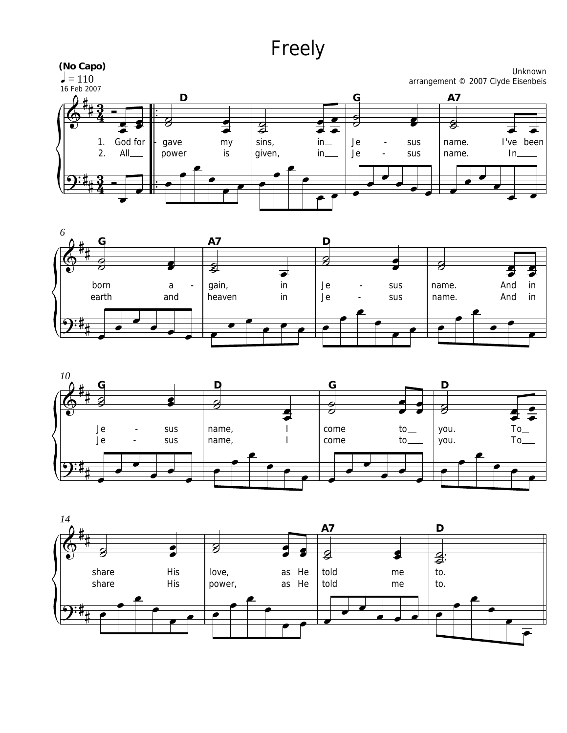# Freely

**(No Capo)**

♩ = 110

16 Feb 2007

Unknown
arrangement © 2007 Clyde Eisenbeis

1. God for - gave my sins, in Je - sus name. I've been born a - gain, in Je - sus name. And in Je - sus name, I come to you. To share His love, as He told me to.

2. All power is given, in Je - sus name. In earth and heaven in Je - sus name. And in Je - sus name, I come to you. To share His power, as He told me to.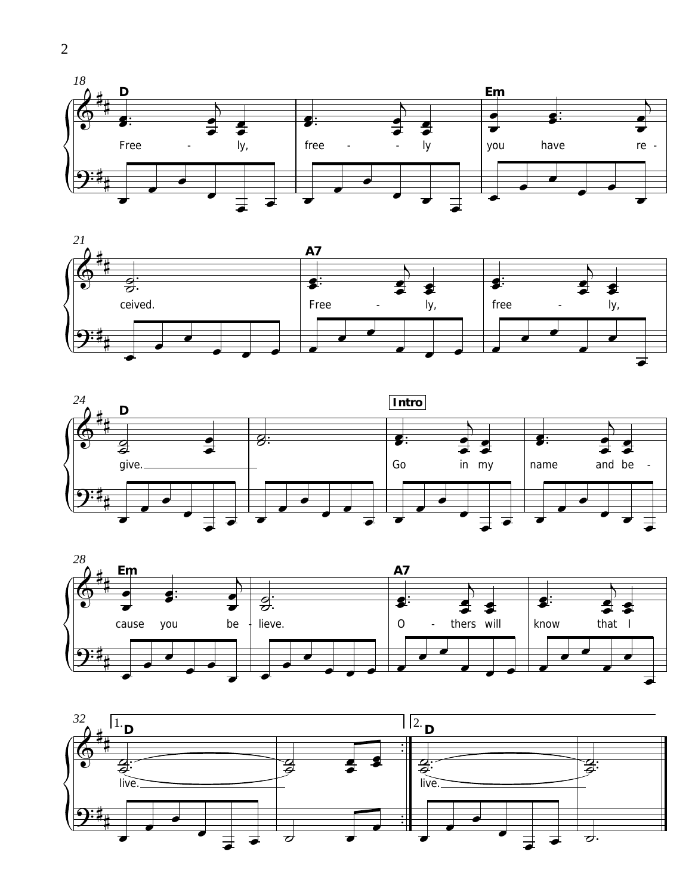D

Freely, freely you have re-

Em

ceived.

A7

Freely, freely,

D

give.

Intro

Go in my name and be-

Em

cause you be-lieve.

A7

Others will know that I

1. D

live.

2. D

live.